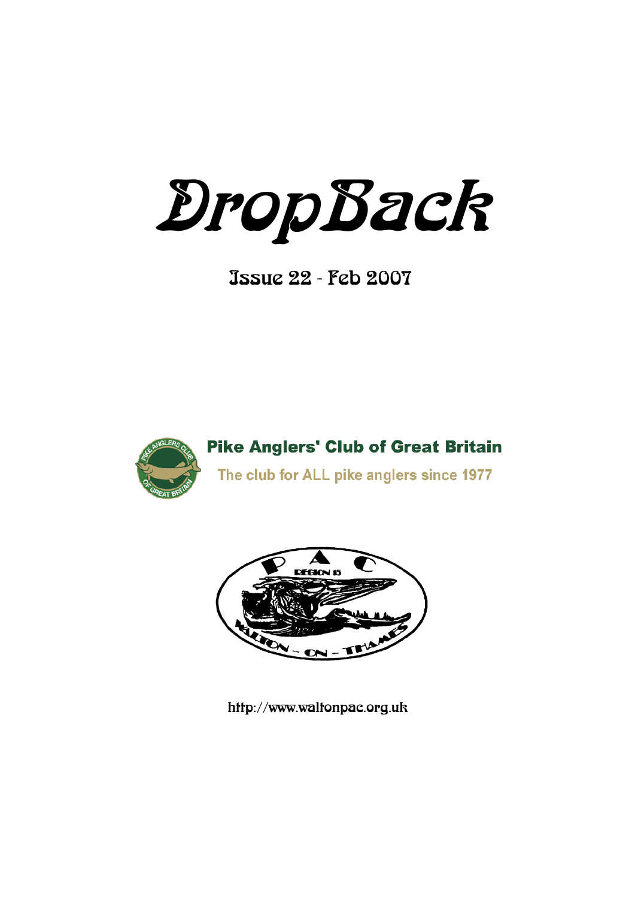# DropBack

Issue 22 - Feb 2007

**Pike Anglers' Club of Great Britain**

The club for ALL pike anglers since 1977

P A C

REGION 15

WALTON - ON - THAMES

http://www.waltonpac.org.uk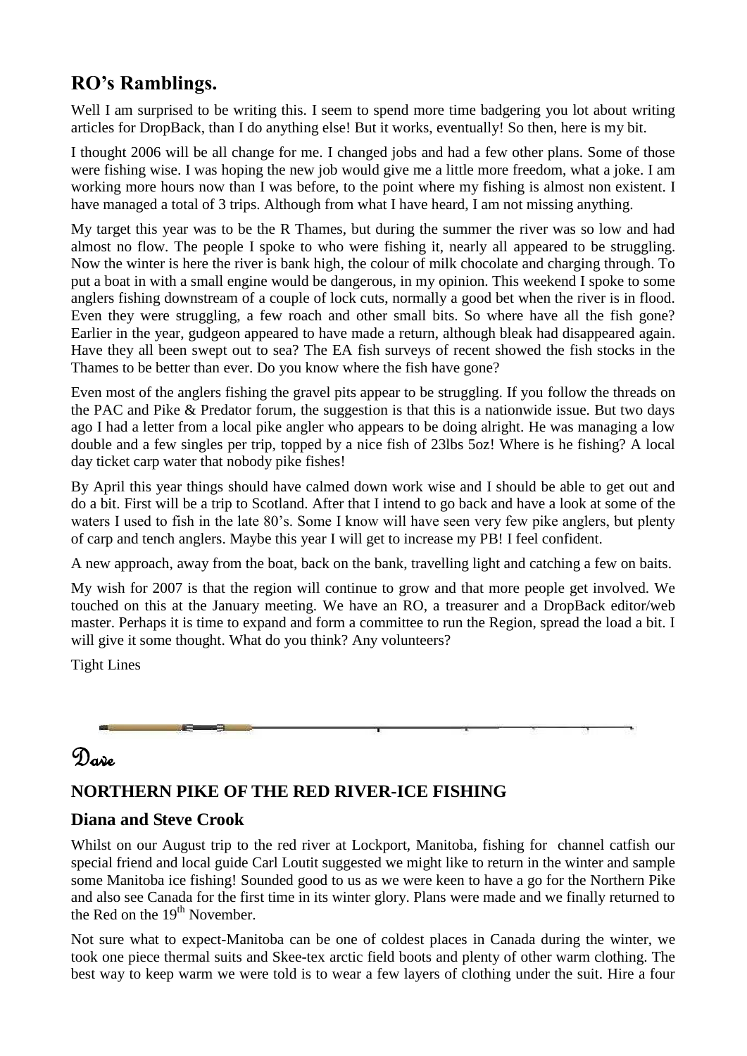## RO's Ramblings.

Well I am surprised to be writing this. I seem to spend more time badgering you lot about writing articles for DropBack, than I do anything else! But it works, eventually! So then, here is my bit.

I thought 2006 will be all change for me. I changed jobs and had a few other plans. Some of those were fishing wise. I was hoping the new job would give me a little more freedom, what a joke. I am working more hours now than I was before, to the point where my fishing is almost non existent. I have managed a total of 3 trips. Although from what I have heard, I am not missing anything.

My target this year was to be the R Thames, but during the summer the river was so low and had almost no flow. The people I spoke to who were fishing it, nearly all appeared to be struggling. Now the winter is here the river is bank high, the colour of milk chocolate and charging through. To put a boat in with a small engine would be dangerous, in my opinion. This weekend I spoke to some anglers fishing downstream of a couple of lock cuts, normally a good bet when the river is in flood. Even they were struggling, a few roach and other small bits. So where have all the fish gone? Earlier in the year, gudgeon appeared to have made a return, although bleak had disappeared again. Have they all been swept out to sea? The EA fish surveys of recent showed the fish stocks in the Thames to be better than ever. Do you know where the fish have gone?

Even most of the anglers fishing the gravel pits appear to be struggling. If you follow the threads on the PAC and Pike & Predator forum, the suggestion is that this is a nationwide issue. But two days ago I had a letter from a local pike angler who appears to be doing alright. He was managing a low double and a few singles per trip, topped by a nice fish of 23lbs 5oz! Where is he fishing? A local day ticket carp water that nobody pike fishes!

By April this year things should have calmed down work wise and I should be able to get out and do a bit. First will be a trip to Scotland. After that I intend to go back and have a look at some of the waters I used to fish in the late 80's. Some I know will have seen very few pike anglers, but plenty of carp and tench anglers. Maybe this year I will get to increase my PB! I feel confident.

A new approach, away from the boat, back on the bank, travelling light and catching a few on baits.

My wish for 2007 is that the region will continue to grow and that more people get involved. We touched on this at the January meeting. We have an RO, a treasurer and a DropBack editor/web master. Perhaps it is time to expand and form a committee to run the Region, spread the load a bit. I will give it some thought. What do you think? Any volunteers?

Tight Lines

Dave

## NORTHERN PIKE OF THE RED RIVER-ICE FISHING

### Diana and Steve Crook

Whilst on our August trip to the red river at Lockport, Manitoba, fishing for channel catfish our special friend and local guide Carl Loutit suggested we might like to return in the winter and sample some Manitoba ice fishing! Sounded good to us as we were keen to have a go for the Northern Pike and also see Canada for the first time in its winter glory. Plans were made and we finally returned to the Red on the 19th November.

Not sure what to expect-Manitoba can be one of coldest places in Canada during the winter, we took one piece thermal suits and Skee-tex arctic field boots and plenty of other warm clothing. The best way to keep warm we were told is to wear a few layers of clothing under the suit. Hire a four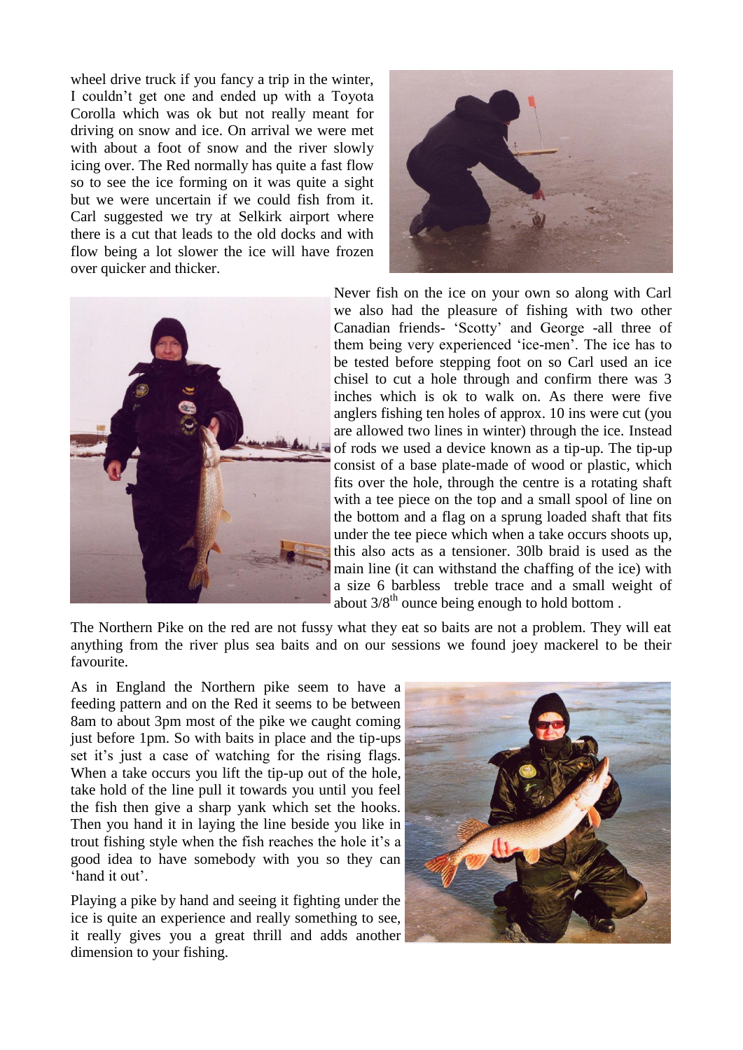wheel drive truck if you fancy a trip in the winter, I couldn't get one and ended up with a Toyota Corolla which was ok but not really meant for driving on snow and ice. On arrival we were met with about a foot of snow and the river slowly icing over. The Red normally has quite a fast flow so to see the ice forming on it was quite a sight but we were uncertain if we could fish from it. Carl suggested we try at Selkirk airport where there is a cut that leads to the old docks and with flow being a lot slower the ice will have frozen over quicker and thicker.

Never fish on the ice on your own so along with Carl we also had the pleasure of fishing with two other Canadian friends- 'Scotty' and George -all three of them being very experienced 'ice-men'. The ice has to be tested before stepping foot on so Carl used an ice chisel to cut a hole through and confirm there was 3 inches which is ok to walk on. As there were five anglers fishing ten holes of approx. 10 ins were cut (you are allowed two lines in winter) through the ice. Instead of rods we used a device known as a tip-up. The tip-up consist of a base plate-made of wood or plastic, which fits over the hole, through the centre is a rotating shaft with a tee piece on the top and a small spool of line on the bottom and a flag on a sprung loaded shaft that fits under the tee piece which when a take occurs shoots up, this also acts as a tensioner. 30lb braid is used as the main line (it can withstand the chaffing of the ice) with a size 6 barbless treble trace and a small weight of about 3/8th ounce being enough to hold bottom .

The Northern Pike on the red are not fussy what they eat so baits are not a problem. They will eat anything from the river plus sea baits and on our sessions we found joey mackerel to be their favourite.

As in England the Northern pike seem to have a feeding pattern and on the Red it seems to be between 8am to about 3pm most of the pike we caught coming just before 1pm. So with baits in place and the tip-ups set it's just a case of watching for the rising flags. When a take occurs you lift the tip-up out of the hole, take hold of the line pull it towards you until you feel the fish then give a sharp yank which set the hooks. Then you hand it in laying the line beside you like in trout fishing style when the fish reaches the hole it's a good idea to have somebody with you so they can 'hand it out'.

Playing a pike by hand and seeing it fighting under the ice is quite an experience and really something to see, it really gives you a great thrill and adds another dimension to your fishing.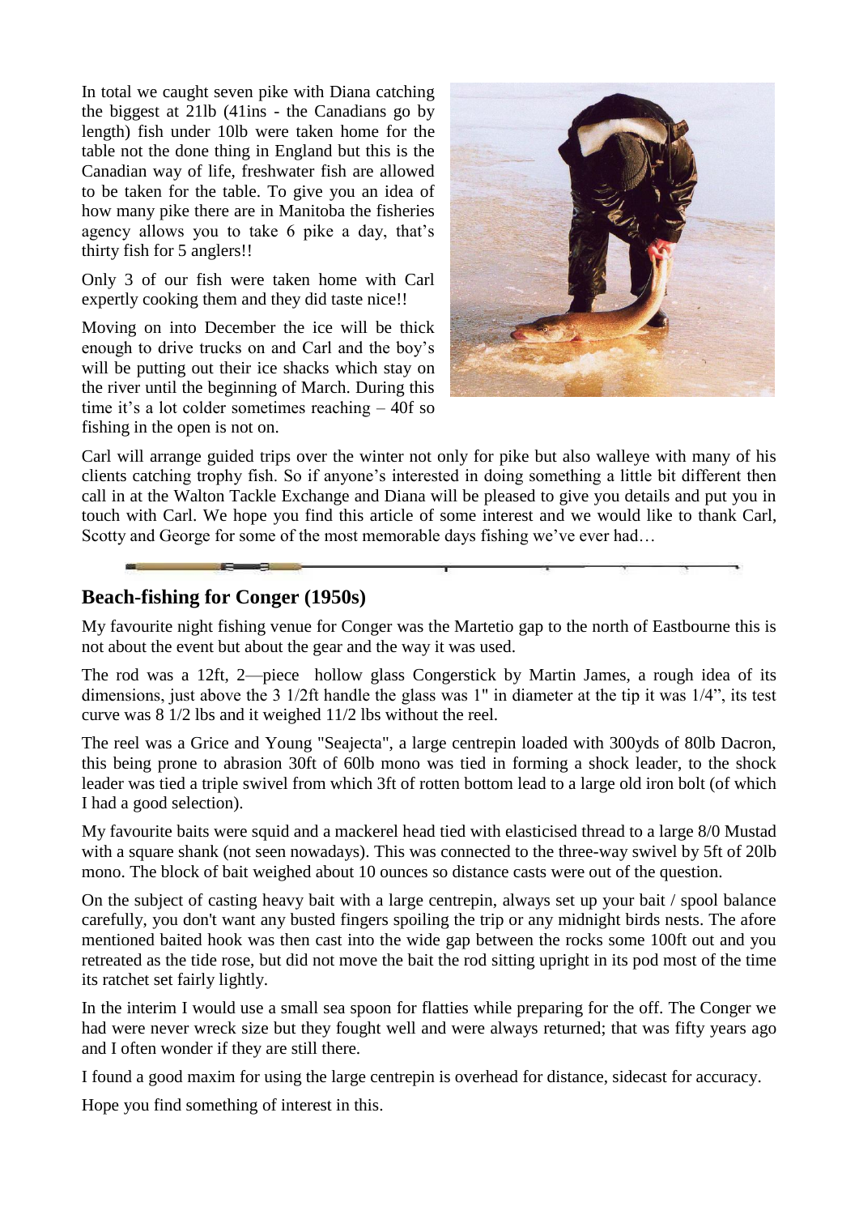In total we caught seven pike with Diana catching the biggest at 21lb (41ins - the Canadians go by length) fish under 10lb were taken home for the table not the done thing in England but this is the Canadian way of life, freshwater fish are allowed to be taken for the table. To give you an idea of how many pike there are in Manitoba the fisheries agency allows you to take 6 pike a day, that's thirty fish for 5 anglers!!

Only 3 of our fish were taken home with Carl expertly cooking them and they did taste nice!!

Moving on into December the ice will be thick enough to drive trucks on and Carl and the boy's will be putting out their ice shacks which stay on the river until the beginning of March. During this time it's a lot colder sometimes reaching – 40f so fishing in the open is not on.

Carl will arrange guided trips over the winter not only for pike but also walleye with many of his clients catching trophy fish. So if anyone's interested in doing something a little bit different then call in at the Walton Tackle Exchange and Diana will be pleased to give you details and put you in touch with Carl. We hope you find this article of some interest and we would like to thank Carl, Scotty and George for some of the most memorable days fishing we've ever had…

## Beach-fishing for Conger (1950s)

My favourite night fishing venue for Conger was the Martetio gap to the north of Eastbourne this is not about the event but about the gear and the way it was used.

The rod was a 12ft, 2—piece hollow glass Congerstick by Martin James, a rough idea of its dimensions, just above the 3 1/2ft handle the glass was 1" in diameter at the tip it was 1/4", its test curve was 8 1/2 lbs and it weighed 11/2 lbs without the reel.

The reel was a Grice and Young "Seajecta", a large centrepin loaded with 300yds of 80lb Dacron, this being prone to abrasion 30ft of 60lb mono was tied in forming a shock leader, to the shock leader was tied a triple swivel from which 3ft of rotten bottom lead to a large old iron bolt (of which I had a good selection).

My favourite baits were squid and a mackerel head tied with elasticised thread to a large 8/0 Mustad with a square shank (not seen nowadays). This was connected to the three-way swivel by 5ft of 20lb mono. The block of bait weighed about 10 ounces so distance casts were out of the question.

On the subject of casting heavy bait with a large centrepin, always set up your bait / spool balance carefully, you don't want any busted fingers spoiling the trip or any midnight birds nests. The afore mentioned baited hook was then cast into the wide gap between the rocks some 100ft out and you retreated as the tide rose, but did not move the bait the rod sitting upright in its pod most of the time its ratchet set fairly lightly.

In the interim I would use a small sea spoon for flatties while preparing for the off. The Conger we had were never wreck size but they fought well and were always returned; that was fifty years ago and I often wonder if they are still there.

I found a good maxim for using the large centrepin is overhead for distance, sidecast for accuracy.

Hope you find something of interest in this.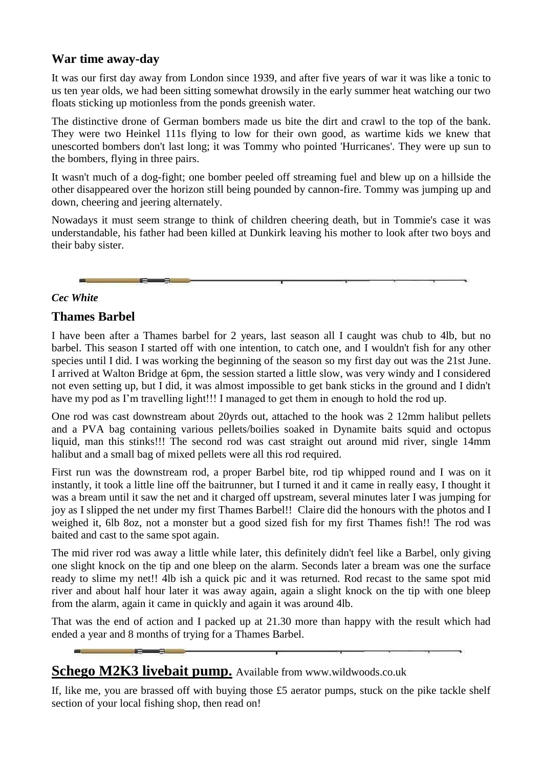## War time away-day

It was our first day away from London since 1939, and after five years of war it was like a tonic to us ten year olds, we had been sitting somewhat drowsily in the early summer heat watching our two floats sticking up motionless from the ponds greenish water.

The distinctive drone of German bombers made us bite the dirt and crawl to the top of the bank. They were two Heinkel 111s flying to low for their own good, as wartime kids we knew that unescorted bombers don't last long; it was Tommy who pointed 'Hurricanes'. They were up sun to the bombers, flying in three pairs.

It wasn't much of a dog-fight; one bomber peeled off streaming fuel and blew up on a hillside the other disappeared over the horizon still being pounded by cannon-fire. Tommy was jumping up and down, cheering and jeering alternately.

Nowadays it must seem strange to think of children cheering death, but in Tommie's case it was understandable, his father had been killed at Dunkirk leaving his mother to look after two boys and their baby sister.

***Cec White***

## Thames Barbel

I have been after a Thames barbel for 2 years, last season all I caught was chub to 4lb, but no barbel. This season I started off with one intention, to catch one, and I wouldn't fish for any other species until I did. I was working the beginning of the season so my first day out was the 21st June. I arrived at Walton Bridge at 6pm, the session started a little slow, was very windy and I considered not even setting up, but I did, it was almost impossible to get bank sticks in the ground and I didn't have my pod as I'm travelling light!!! I managed to get them in enough to hold the rod up.

One rod was cast downstream about 20yrds out, attached to the hook was 2 12mm halibut pellets and a PVA bag containing various pellets/boilies soaked in Dynamite baits squid and octopus liquid, man this stinks!!! The second rod was cast straight out around mid river, single 14mm halibut and a small bag of mixed pellets were all this rod required.

First run was the downstream rod, a proper Barbel bite, rod tip whipped round and I was on it instantly, it took a little line off the baitrunner, but I turned it and it came in really easy, I thought it was a bream until it saw the net and it charged off upstream, several minutes later I was jumping for joy as I slipped the net under my first Thames Barbel!! Claire did the honours with the photos and I weighed it, 6lb 8oz, not a monster but a good sized fish for my first Thames fish!! The rod was baited and cast to the same spot again.

The mid river rod was away a little while later, this definitely didn't feel like a Barbel, only giving one slight knock on the tip and one bleep on the alarm. Seconds later a bream was one the surface ready to slime my net!! 4lb ish a quick pic and it was returned. Rod recast to the same spot mid river and about half hour later it was away again, again a slight knock on the tip with one bleep from the alarm, again it came in quickly and again it was around 4lb.

That was the end of action and I packed up at 21.30 more than happy with the result which had ended a year and 8 months of trying for a Thames Barbel.

## **Schego M2K3 livebait pump.** Available from www.wildwoods.co.uk

If, like me, you are brassed off with buying those £5 aerator pumps, stuck on the pike tackle shelf section of your local fishing shop, then read on!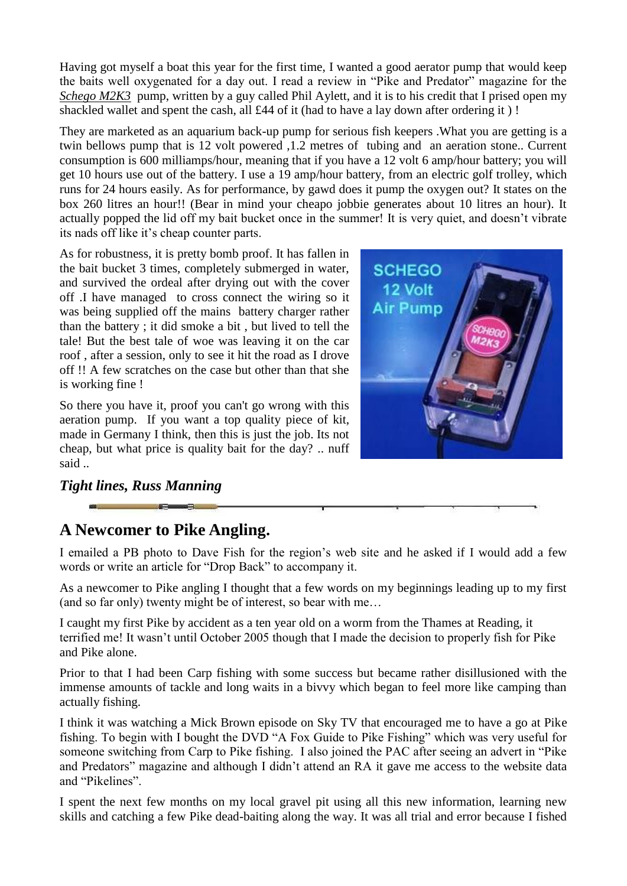Having got myself a boat this year for the first time, I wanted a good aerator pump that would keep the baits well oxygenated for a day out. I read a review in "Pike and Predator" magazine for the *Schego M2K3* pump, written by a guy called Phil Aylett, and it is to his credit that I prised open my shackled wallet and spent the cash, all £44 of it (had to have a lay down after ordering it ) !

They are marketed as an aquarium back-up pump for serious fish keepers .What you are getting is a twin bellows pump that is 12 volt powered ,1.2 metres of tubing and an aeration stone.. Current consumption is 600 milliamps/hour, meaning that if you have a 12 volt 6 amp/hour battery; you will get 10 hours use out of the battery. I use a 19 amp/hour battery, from an electric golf trolley, which runs for 24 hours easily. As for performance, by gawd does it pump the oxygen out? It states on the box 260 litres an hour!! (Bear in mind your cheapo jobbie generates about 10 litres an hour). It actually popped the lid off my bait bucket once in the summer! It is very quiet, and doesn't vibrate its nads off like it's cheap counter parts.

As for robustness, it is pretty bomb proof. It has fallen in the bait bucket 3 times, completely submerged in water, and survived the ordeal after drying out with the cover off .I have managed to cross connect the wiring so it was being supplied off the mains battery charger rather than the battery ; it did smoke a bit , but lived to tell the tale! But the best tale of woe was leaving it on the car roof , after a session, only to see it hit the road as I drove off !! A few scratches on the case but other than that she is working fine !

So there you have it, proof you can't go wrong with this aeration pump. If you want a top quality piece of kit, made in Germany I think, then this is just the job. Its not cheap, but what price is quality bait for the day? .. nuff said ..

***Tight lines, Russ Manning***

## A Newcomer to Pike Angling.

I emailed a PB photo to Dave Fish for the region's web site and he asked if I would add a few words or write an article for "Drop Back" to accompany it.

As a newcomer to Pike angling I thought that a few words on my beginnings leading up to my first (and so far only) twenty might be of interest, so bear with me…

I caught my first Pike by accident as a ten year old on a worm from the Thames at Reading, it terrified me! It wasn't until October 2005 though that I made the decision to properly fish for Pike and Pike alone.

Prior to that I had been Carp fishing with some success but became rather disillusioned with the immense amounts of tackle and long waits in a bivvy which began to feel more like camping than actually fishing.

I think it was watching a Mick Brown episode on Sky TV that encouraged me to have a go at Pike fishing. To begin with I bought the DVD "A Fox Guide to Pike Fishing" which was very useful for someone switching from Carp to Pike fishing. I also joined the PAC after seeing an advert in "Pike and Predators" magazine and although I didn't attend an RA it gave me access to the website data and "Pikelines".

I spent the next few months on my local gravel pit using all this new information, learning new skills and catching a few Pike dead-baiting along the way. It was all trial and error because I fished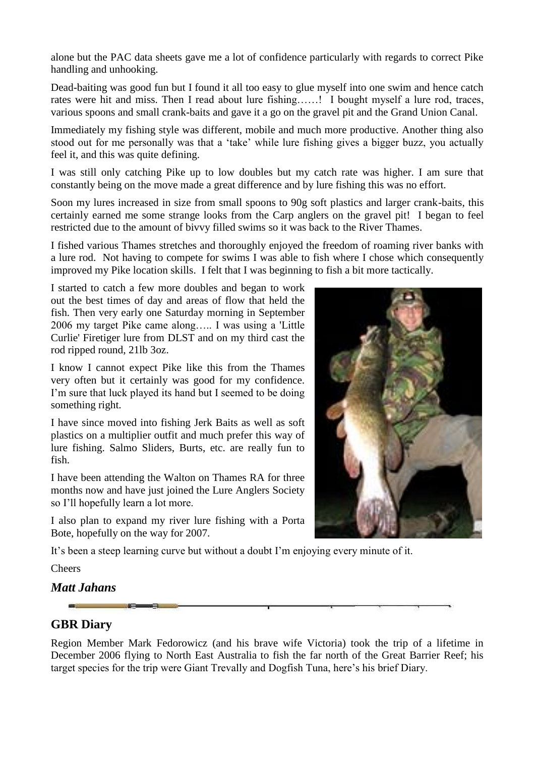alone but the PAC data sheets gave me a lot of confidence particularly with regards to correct Pike handling and unhooking.

Dead-baiting was good fun but I found it all too easy to glue myself into one swim and hence catch rates were hit and miss. Then I read about lure fishing……! I bought myself a lure rod, traces, various spoons and small crank-baits and gave it a go on the gravel pit and the Grand Union Canal.

Immediately my fishing style was different, mobile and much more productive. Another thing also stood out for me personally was that a 'take' while lure fishing gives a bigger buzz, you actually feel it, and this was quite defining.

I was still only catching Pike up to low doubles but my catch rate was higher. I am sure that constantly being on the move made a great difference and by lure fishing this was no effort.

Soon my lures increased in size from small spoons to 90g soft plastics and larger crank-baits, this certainly earned me some strange looks from the Carp anglers on the gravel pit! I began to feel restricted due to the amount of bivvy filled swims so it was back to the River Thames.

I fished various Thames stretches and thoroughly enjoyed the freedom of roaming river banks with a lure rod. Not having to compete for swims I was able to fish where I chose which consequently improved my Pike location skills. I felt that I was beginning to fish a bit more tactically.

I started to catch a few more doubles and began to work out the best times of day and areas of flow that held the fish. Then very early one Saturday morning in September 2006 my target Pike came along….. I was using a 'Little Curlie' Firetiger lure from DLST and on my third cast the rod ripped round, 21lb 3oz.

I know I cannot expect Pike like this from the Thames very often but it certainly was good for my confidence. I'm sure that luck played its hand but I seemed to be doing something right.

I have since moved into fishing Jerk Baits as well as soft plastics on a multiplier outfit and much prefer this way of lure fishing. Salmo Sliders, Burts, etc. are really fun to fish.

I have been attending the Walton on Thames RA for three months now and have just joined the Lure Anglers Society so I'll hopefully learn a lot more.

I also plan to expand my river lure fishing with a Porta Bote, hopefully on the way for 2007.

It's been a steep learning curve but without a doubt I'm enjoying every minute of it.

Cheers

***Matt Jahans***

## GBR Diary

Region Member Mark Fedorowicz (and his brave wife Victoria) took the trip of a lifetime in December 2006 flying to North East Australia to fish the far north of the Great Barrier Reef; his target species for the trip were Giant Trevally and Dogfish Tuna, here's his brief Diary.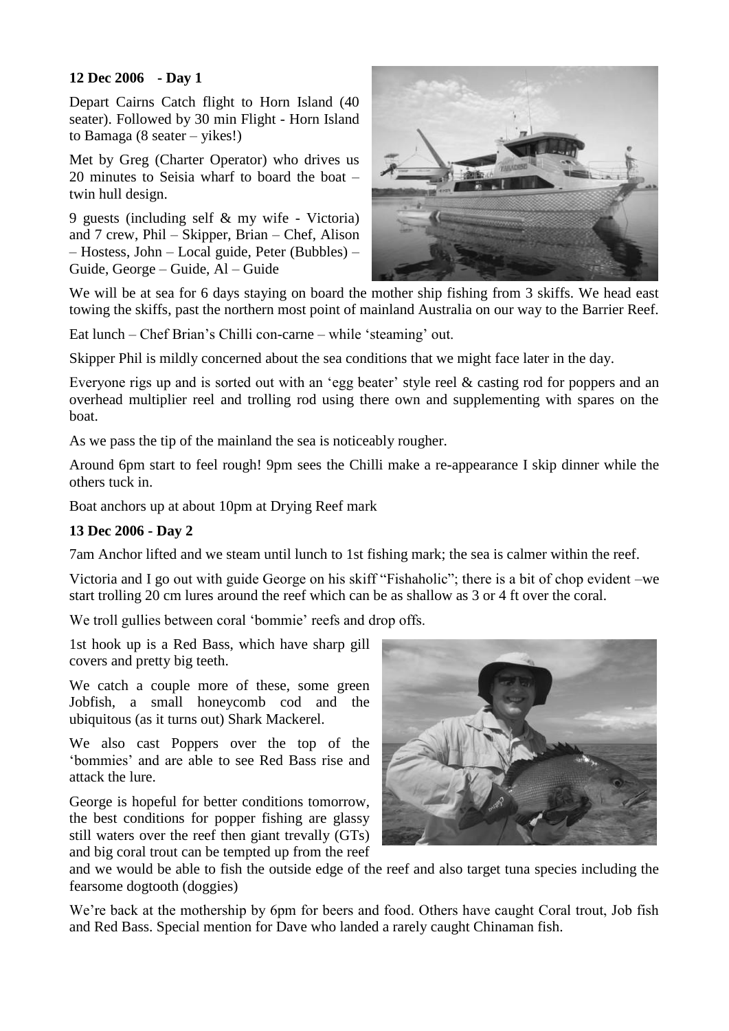**12 Dec 2006 - Day 1**

Depart Cairns Catch flight to Horn Island (40 seater). Followed by 30 min Flight - Horn Island to Bamaga (8 seater – yikes!)

Met by Greg (Charter Operator) who drives us 20 minutes to Seisia wharf to board the boat – twin hull design.

9 guests (including self & my wife - Victoria) and 7 crew, Phil – Skipper, Brian – Chef, Alison – Hostess, John – Local guide, Peter (Bubbles) – Guide, George – Guide, Al – Guide

We will be at sea for 6 days staying on board the mother ship fishing from 3 skiffs. We head east towing the skiffs, past the northern most point of mainland Australia on our way to the Barrier Reef.

Eat lunch – Chef Brian's Chilli con-carne – while 'steaming' out.

Skipper Phil is mildly concerned about the sea conditions that we might face later in the day.

Everyone rigs up and is sorted out with an 'egg beater' style reel & casting rod for poppers and an overhead multiplier reel and trolling rod using there own and supplementing with spares on the boat.

As we pass the tip of the mainland the sea is noticeably rougher.

Around 6pm start to feel rough! 9pm sees the Chilli make a re-appearance I skip dinner while the others tuck in.

Boat anchors up at about 10pm at Drying Reef mark

**13 Dec 2006 - Day 2**

7am Anchor lifted and we steam until lunch to 1st fishing mark; the sea is calmer within the reef.

Victoria and I go out with guide George on his skiff "Fishaholic"; there is a bit of chop evident –we start trolling 20 cm lures around the reef which can be as shallow as 3 or 4 ft over the coral.

We troll gullies between coral 'bommie' reefs and drop offs.

1st hook up is a Red Bass, which have sharp gill covers and pretty big teeth.

We catch a couple more of these, some green Jobfish, a small honeycomb cod and the ubiquitous (as it turns out) Shark Mackerel.

We also cast Poppers over the top of the 'bommies' and are able to see Red Bass rise and attack the lure.

George is hopeful for better conditions tomorrow, the best conditions for popper fishing are glassy still waters over the reef then giant trevally (GTs) and big coral trout can be tempted up from the reef and we would be able to fish the outside edge of the reef and also target tuna species including the fearsome dogtooth (doggies)

We're back at the mothership by 6pm for beers and food. Others have caught Coral trout, Job fish and Red Bass. Special mention for Dave who landed a rarely caught Chinaman fish.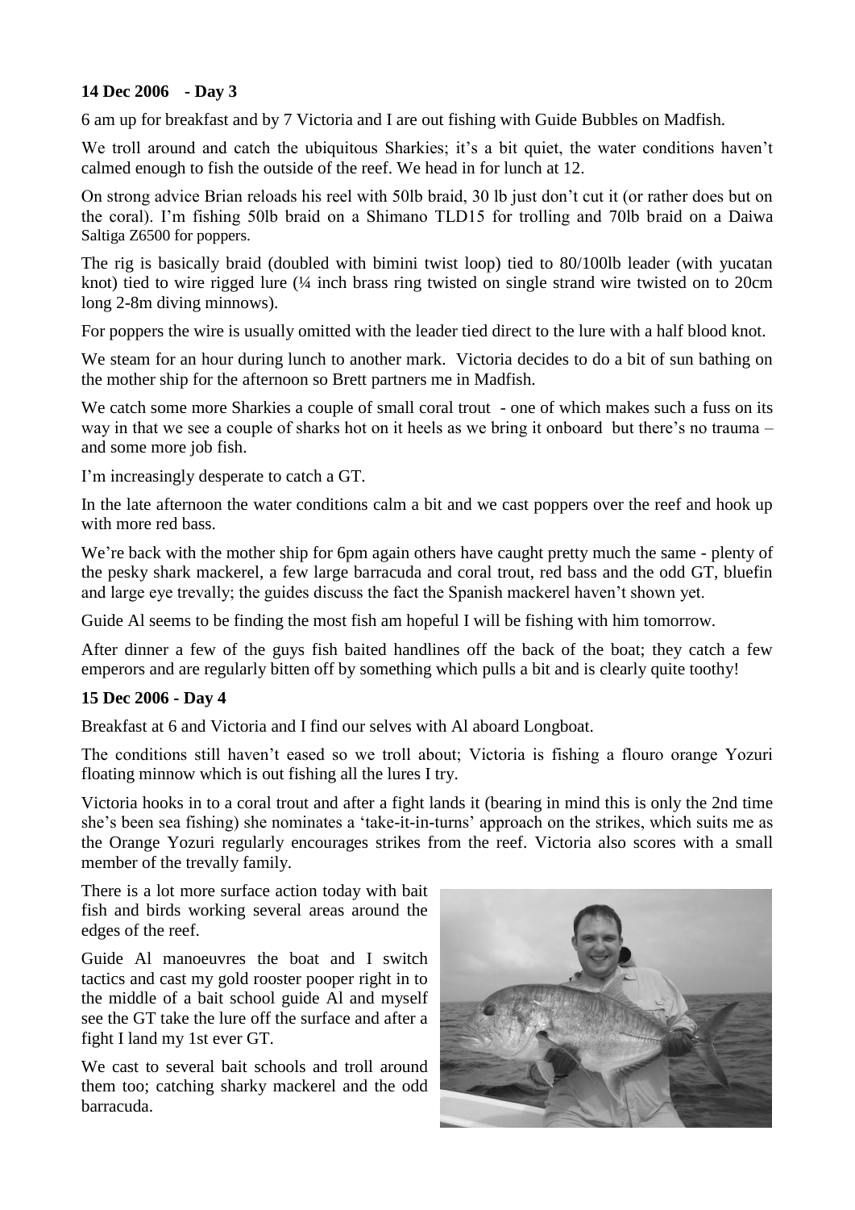**14 Dec 2006 - Day 3**

6 am up for breakfast and by 7 Victoria and I are out fishing with Guide Bubbles on Madfish.

We troll around and catch the ubiquitous Sharkies; it's a bit quiet, the water conditions haven't calmed enough to fish the outside of the reef. We head in for lunch at 12.

On strong advice Brian reloads his reel with 50lb braid, 30 lb just don't cut it (or rather does but on the coral). I'm fishing 50lb braid on a Shimano TLD15 for trolling and 70lb braid on a Daiwa Saltiga Z6500 for poppers.

The rig is basically braid (doubled with bimini twist loop) tied to 80/100lb leader (with yucatan knot) tied to wire rigged lure (¼ inch brass ring twisted on single strand wire twisted on to 20cm long 2-8m diving minnows).

For poppers the wire is usually omitted with the leader tied direct to the lure with a half blood knot.

We steam for an hour during lunch to another mark. Victoria decides to do a bit of sun bathing on the mother ship for the afternoon so Brett partners me in Madfish.

We catch some more Sharkies a couple of small coral trout - one of which makes such a fuss on its way in that we see a couple of sharks hot on it heels as we bring it onboard but there's no trauma – and some more job fish.

I'm increasingly desperate to catch a GT.

In the late afternoon the water conditions calm a bit and we cast poppers over the reef and hook up with more red bass.

We're back with the mother ship for 6pm again others have caught pretty much the same - plenty of the pesky shark mackerel, a few large barracuda and coral trout, red bass and the odd GT, bluefin and large eye trevally; the guides discuss the fact the Spanish mackerel haven't shown yet.

Guide Al seems to be finding the most fish am hopeful I will be fishing with him tomorrow.

After dinner a few of the guys fish baited handlines off the back of the boat; they catch a few emperors and are regularly bitten off by something which pulls a bit and is clearly quite toothy!

**15 Dec 2006 - Day 4**

Breakfast at 6 and Victoria and I find our selves with Al aboard Longboat.

The conditions still haven't eased so we troll about; Victoria is fishing a flouro orange Yozuri floating minnow which is out fishing all the lures I try.

Victoria hooks in to a coral trout and after a fight lands it (bearing in mind this is only the 2nd time she's been sea fishing) she nominates a 'take-it-in-turns' approach on the strikes, which suits me as the Orange Yozuri regularly encourages strikes from the reef. Victoria also scores with a small member of the trevally family.

There is a lot more surface action today with bait fish and birds working several areas around the edges of the reef.

Guide Al manoeuvres the boat and I switch tactics and cast my gold rooster pooper right in to the middle of a bait school guide Al and myself see the GT take the lure off the surface and after a fight I land my 1st ever GT.

We cast to several bait schools and troll around them too; catching sharky mackerel and the odd barracuda.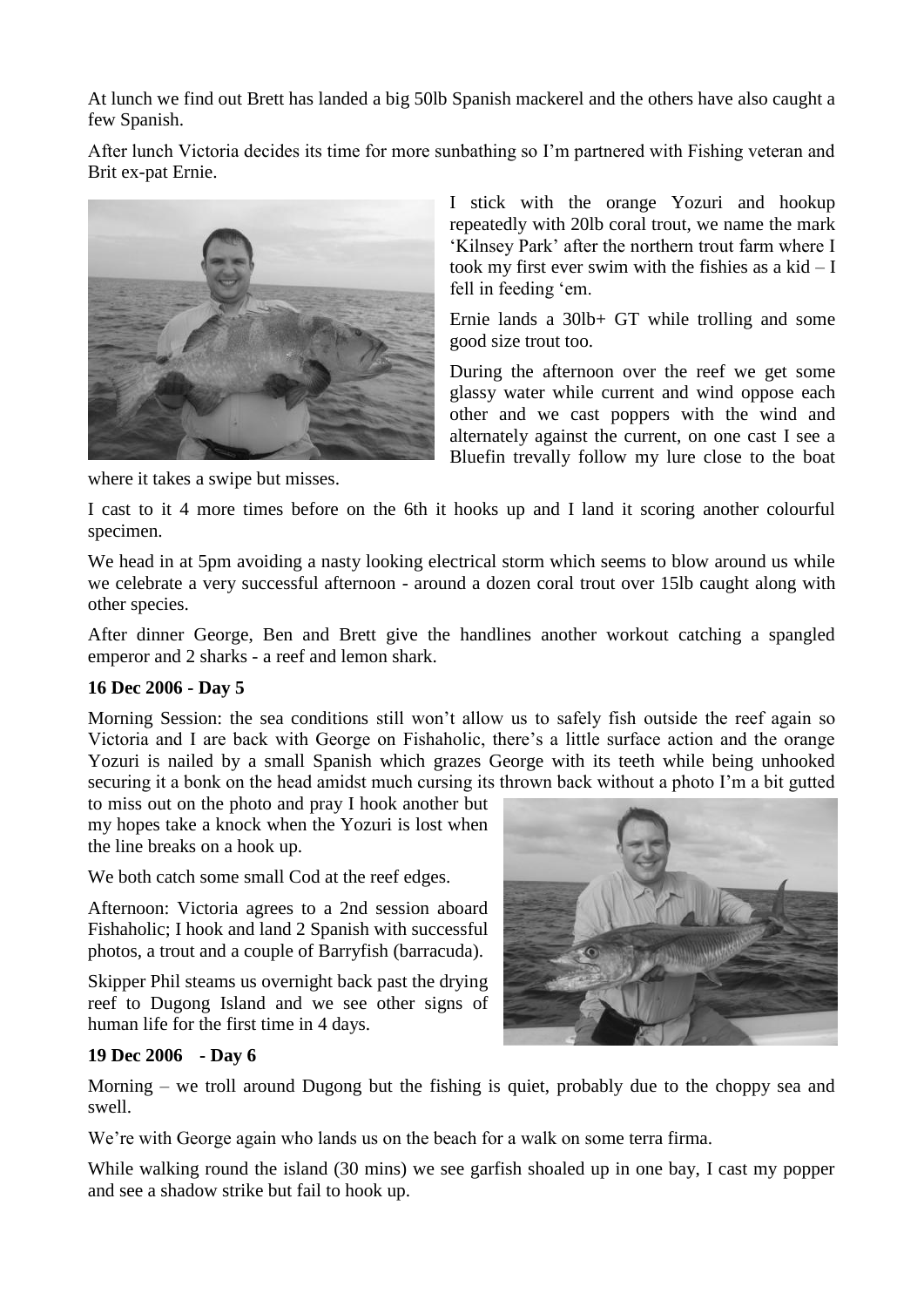At lunch we find out Brett has landed a big 50lb Spanish mackerel and the others have also caught a few Spanish.

After lunch Victoria decides its time for more sunbathing so I'm partnered with Fishing veteran and Brit ex-pat Ernie.

I stick with the orange Yozuri and hookup repeatedly with 20lb coral trout, we name the mark 'Kilnsey Park' after the northern trout farm where I took my first ever swim with the fishies as a kid – I fell in feeding 'em.

Ernie lands a 30lb+ GT while trolling and some good size trout too.

During the afternoon over the reef we get some glassy water while current and wind oppose each other and we cast poppers with the wind and alternately against the current, on one cast I see a Bluefin trevally follow my lure close to the boat where it takes a swipe but misses.

I cast to it 4 more times before on the 6th it hooks up and I land it scoring another colourful specimen.

We head in at 5pm avoiding a nasty looking electrical storm which seems to blow around us while we celebrate a very successful afternoon - around a dozen coral trout over 15lb caught along with other species.

After dinner George, Ben and Brett give the handlines another workout catching a spangled emperor and 2 sharks - a reef and lemon shark.

**16 Dec 2006 - Day 5**

Morning Session: the sea conditions still won't allow us to safely fish outside the reef again so Victoria and I are back with George on Fishaholic, there's a little surface action and the orange Yozuri is nailed by a small Spanish which grazes George with its teeth while being unhooked securing it a bonk on the head amidst much cursing its thrown back without a photo I'm a bit gutted to miss out on the photo and pray I hook another but my hopes take a knock when the Yozuri is lost when the line breaks on a hook up.

We both catch some small Cod at the reef edges.

Afternoon: Victoria agrees to a 2nd session aboard Fishaholic; I hook and land 2 Spanish with successful photos, a trout and a couple of Barryfish (barracuda).

Skipper Phil steams us overnight back past the drying reef to Dugong Island and we see other signs of human life for the first time in 4 days.

**19 Dec 2006 - Day 6**

Morning – we troll around Dugong but the fishing is quiet, probably due to the choppy sea and swell.

We're with George again who lands us on the beach for a walk on some terra firma.

While walking round the island (30 mins) we see garfish shoaled up in one bay, I cast my popper and see a shadow strike but fail to hook up.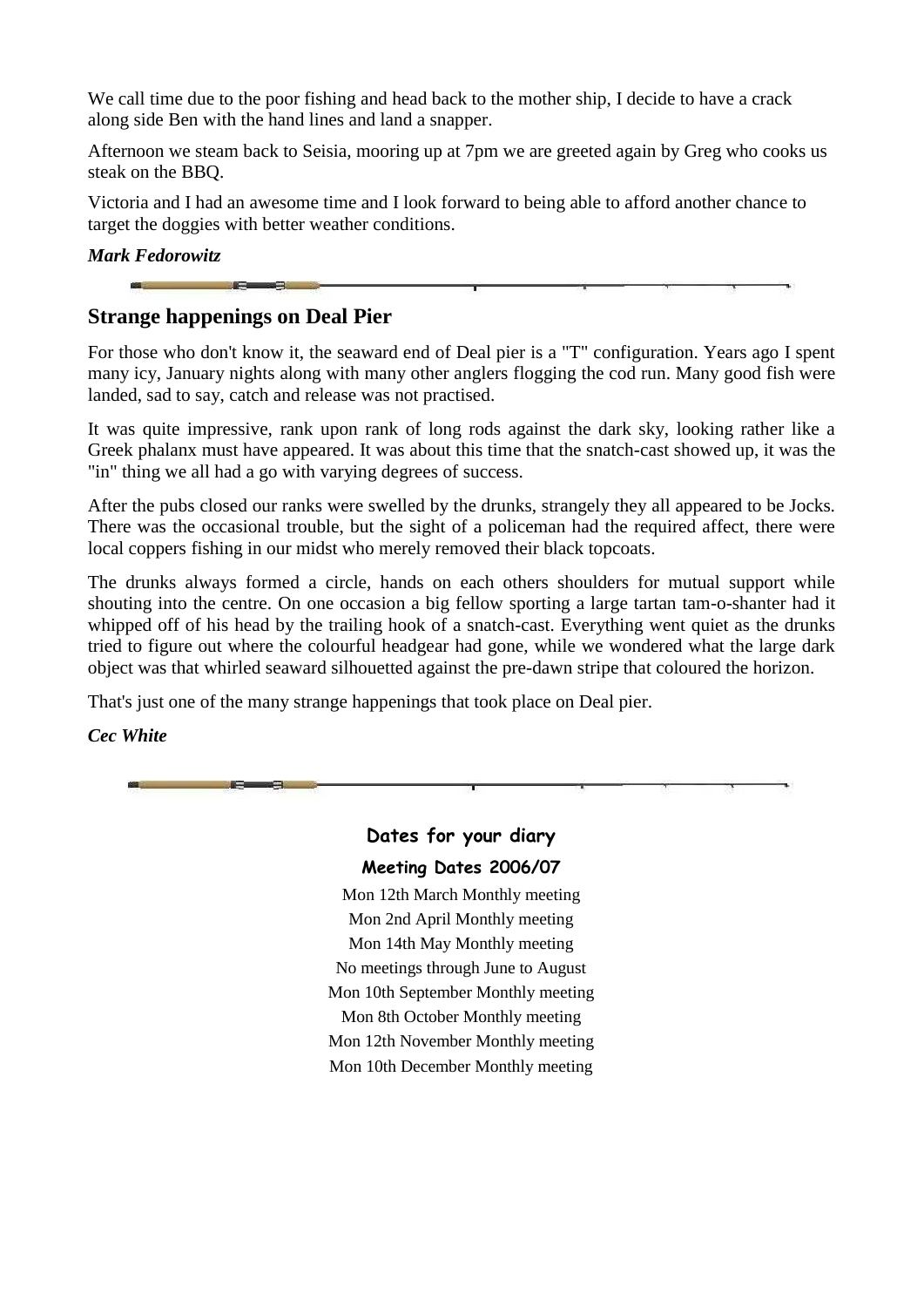We call time due to the poor fishing and head back to the mother ship, I decide to have a crack along side Ben with the hand lines and land a snapper.

Afternoon we steam back to Seisia, mooring up at 7pm we are greeted again by Greg who cooks us steak on the BBQ.

Victoria and I had an awesome time and I look forward to being able to afford another chance to target the doggies with better weather conditions.

***Mark Fedorowitz***

## Strange happenings on Deal Pier

For those who don't know it, the seaward end of Deal pier is a "T" configuration. Years ago I spent many icy, January nights along with many other anglers flogging the cod run. Many good fish were landed, sad to say, catch and release was not practised.

It was quite impressive, rank upon rank of long rods against the dark sky, looking rather like a Greek phalanx must have appeared. It was about this time that the snatch-cast showed up, it was the "in" thing we all had a go with varying degrees of success.

After the pubs closed our ranks were swelled by the drunks, strangely they all appeared to be Jocks. There was the occasional trouble, but the sight of a policeman had the required affect, there were local coppers fishing in our midst who merely removed their black topcoats.

The drunks always formed a circle, hands on each others shoulders for mutual support while shouting into the centre. On one occasion a big fellow sporting a large tartan tam-o-shanter had it whipped off of his head by the trailing hook of a snatch-cast. Everything went quiet as the drunks tried to figure out where the colourful headgear had gone, while we wondered what the large dark object was that whirled seaward silhouetted against the pre-dawn stripe that coloured the horizon.

That's just one of the many strange happenings that took place on Deal pier.

***Cec White***

### Dates for your diary

#### Meeting Dates 2006/07

Mon 12th March Monthly meeting

Mon 2nd April Monthly meeting

Mon 14th May Monthly meeting

No meetings through June to August

Mon 10th September Monthly meeting

Mon 8th October Monthly meeting

Mon 12th November Monthly meeting

Mon 10th December Monthly meeting